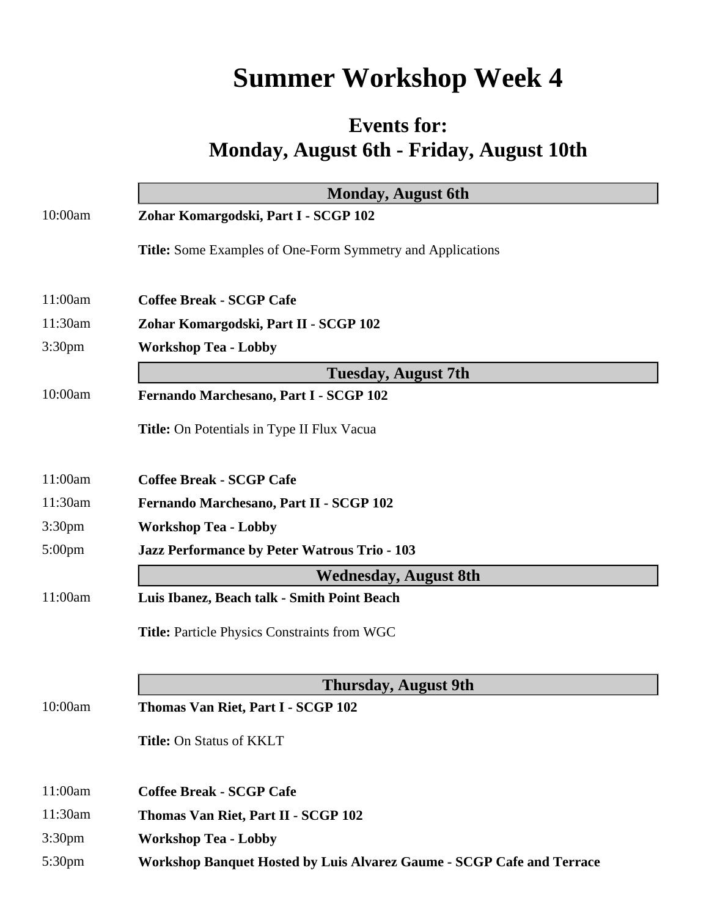# Summer Workshop Week 4

## Events for:
## Monday, August 6th - Friday, August 10th

### Monday, August 6th

10:00am **Zohar Komargodski, Part I - SCGP 102**

**Title:** Some Examples of One-Form Symmetry and Applications

11:00am **Coffee Break - SCGP Cafe**

11:30am **Zohar Komargodski, Part II - SCGP 102**

3:30pm **Workshop Tea - Lobby**

### Tuesday, August 7th

10:00am **Fernando Marchesano, Part I - SCGP 102**

**Title:** On Potentials in Type II Flux Vacua

11:00am **Coffee Break - SCGP Cafe**

11:30am **Fernando Marchesano, Part II - SCGP 102**

3:30pm **Workshop Tea - Lobby**

5:00pm **Jazz Performance by Peter Watrous Trio - 103**

### Wednesday, August 8th

11:00am **Luis Ibanez, Beach talk - Smith Point Beach**

**Title:** Particle Physics Constraints from WGC

### Thursday, August 9th

10:00am **Thomas Van Riet, Part I - SCGP 102**

**Title:** On Status of KKLT

11:00am **Coffee Break - SCGP Cafe**

11:30am **Thomas Van Riet, Part II - SCGP 102**

3:30pm **Workshop Tea - Lobby**

5:30pm **Workshop Banquet Hosted by Luis Alvarez Gaume - SCGP Cafe and Terrace**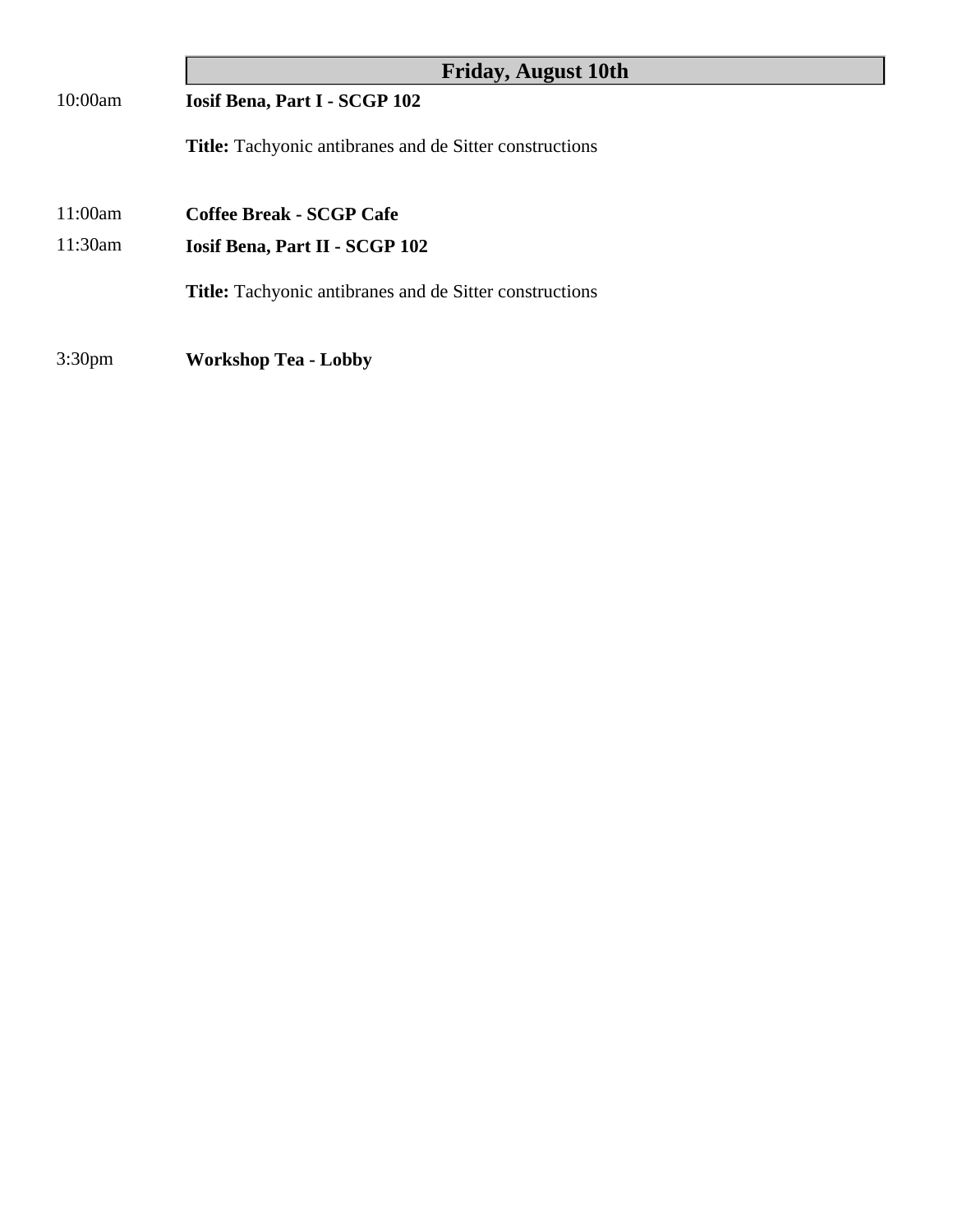## Friday, August 10th

10:00am **Iosif Bena, Part I - SCGP 102**

**Title:** Tachyonic antibranes and de Sitter constructions

11:00am **Coffee Break - SCGP Cafe**

11:30am **Iosif Bena, Part II - SCGP 102**

**Title:** Tachyonic antibranes and de Sitter constructions

3:30pm **Workshop Tea - Lobby**